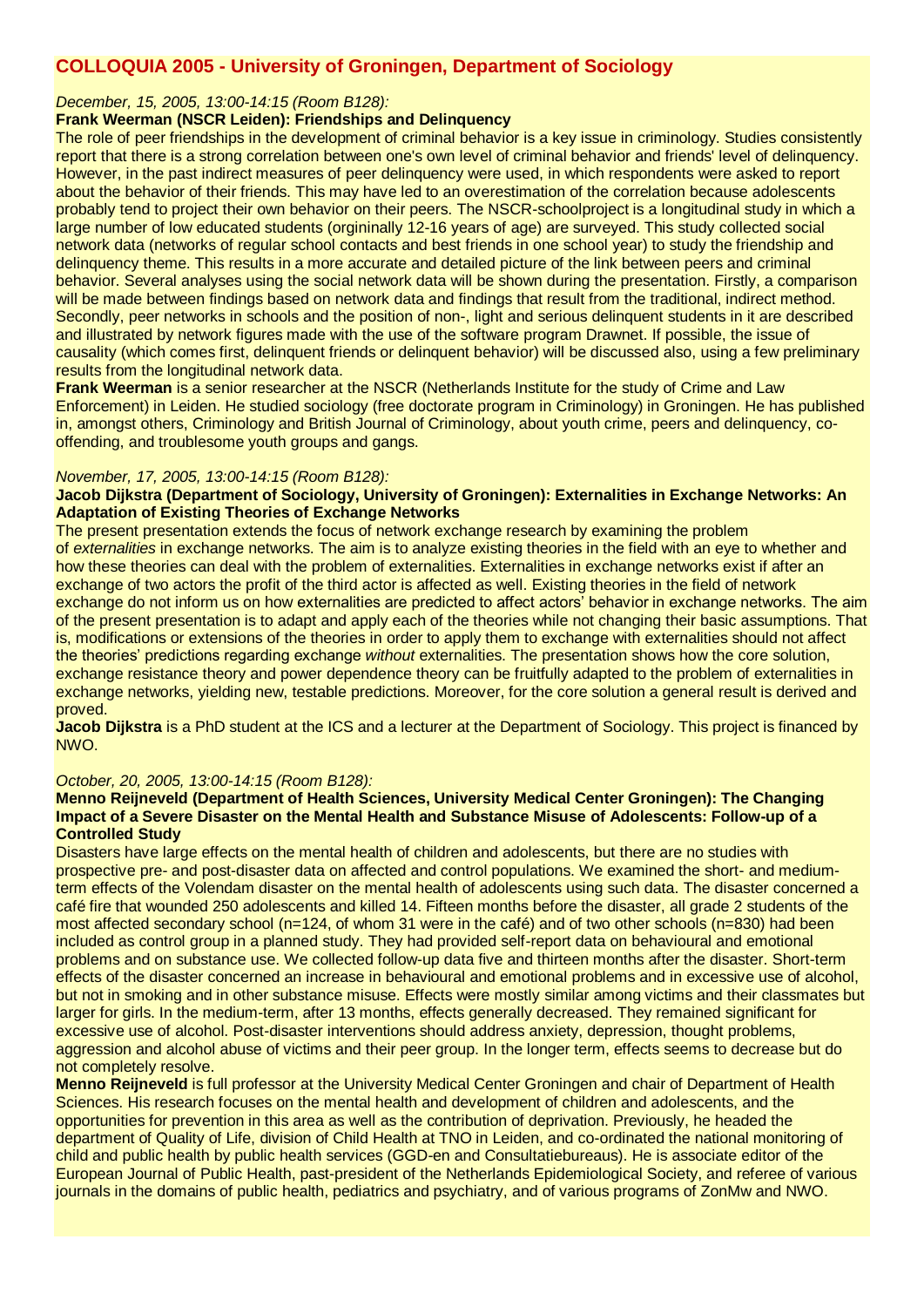# COLLOQUIA 2005 - University of Groningen, Department of Sociology

*December, 15, 2005, 13:00-14:15 (Room B128):*

**Frank Weerman (NSCR Leiden): Friendships and Delinquency**

The role of peer friendships in the development of criminal behavior is a key issue in criminology. Studies consistently report that there is a strong correlation between one's own level of criminal behavior and friends' level of delinquency. However, in the past indirect measures of peer delinquency were used, in which respondents were asked to report about the behavior of their friends. This may have led to an overestimation of the correlation because adolescents probably tend to project their own behavior on their peers. The NSCR-schoolproject is a longitudinal study in which a large number of low educated students (orgininally 12-16 years of age) are surveyed. This study collected social network data (networks of regular school contacts and best friends in one school year) to study the friendship and delinquency theme. This results in a more accurate and detailed picture of the link between peers and criminal behavior. Several analyses using the social network data will be shown during the presentation. Firstly, a comparison will be made between findings based on network data and findings that result from the traditional, indirect method. Secondly, peer networks in schools and the position of non-, light and serious delinquent students in it are described and illustrated by network figures made with the use of the software program Drawnet. If possible, the issue of causality (which comes first, delinquent friends or delinquent behavior) will be discussed also, using a few preliminary results from the longitudinal network data.

**Frank Weerman** is a senior researcher at the NSCR (Netherlands Institute for the study of Crime and Law Enforcement) in Leiden. He studied sociology (free doctorate program in Criminology) in Groningen. He has published in, amongst others, Criminology and British Journal of Criminology, about youth crime, peers and delinquency, co-offending, and troublesome youth groups and gangs.

*November, 17, 2005, 13:00-14:15 (Room B128):*

**Jacob Dijkstra (Department of Sociology, University of Groningen): Externalities in Exchange Networks: An Adaptation of Existing Theories of Exchange Networks**

The present presentation extends the focus of network exchange research by examining the problem of *externalities* in exchange networks. The aim is to analyze existing theories in the field with an eye to whether and how these theories can deal with the problem of externalities. Externalities in exchange networks exist if after an exchange of two actors the profit of the third actor is affected as well. Existing theories in the field of network exchange do not inform us on how externalities are predicted to affect actors' behavior in exchange networks. The aim of the present presentation is to adapt and apply each of the theories while not changing their basic assumptions. That is, modifications or extensions of the theories in order to apply them to exchange with externalities should not affect the theories' predictions regarding exchange *without* externalities. The presentation shows how the core solution, exchange resistance theory and power dependence theory can be fruitfully adapted to the problem of externalities in exchange networks, yielding new, testable predictions. Moreover, for the core solution a general result is derived and proved.

**Jacob Dijkstra** is a PhD student at the ICS and a lecturer at the Department of Sociology. This project is financed by NWO.

*October, 20, 2005, 13:00-14:15 (Room B128):*

**Menno Reijneveld (Department of Health Sciences, University Medical Center Groningen): The Changing Impact of a Severe Disaster on the Mental Health and Substance Misuse of Adolescents: Follow-up of a Controlled Study**

Disasters have large effects on the mental health of children and adolescents, but there are no studies with prospective pre- and post-disaster data on affected and control populations. We examined the short- and medium-term effects of the Volendam disaster on the mental health of adolescents using such data. The disaster concerned a café fire that wounded 250 adolescents and killed 14. Fifteen months before the disaster, all grade 2 students of the most affected secondary school (n=124, of whom 31 were in the café) and of two other schools (n=830) had been included as control group in a planned study. They had provided self-report data on behavioural and emotional problems and on substance use. We collected follow-up data five and thirteen months after the disaster. Short-term effects of the disaster concerned an increase in behavioural and emotional problems and in excessive use of alcohol, but not in smoking and in other substance misuse. Effects were mostly similar among victims and their classmates but larger for girls. In the medium-term, after 13 months, effects generally decreased. They remained significant for excessive use of alcohol. Post-disaster interventions should address anxiety, depression, thought problems, aggression and alcohol abuse of victims and their peer group. In the longer term, effects seems to decrease but do not completely resolve.

**Menno Reijneveld** is full professor at the University Medical Center Groningen and chair of Department of Health Sciences. His research focuses on the mental health and development of children and adolescents, and the opportunities for prevention in this area as well as the contribution of deprivation. Previously, he headed the department of Quality of Life, division of Child Health at TNO in Leiden, and co-ordinated the national monitoring of child and public health by public health services (GGD-en and Consultatiebureaus). He is associate editor of the European Journal of Public Health, past-president of the Netherlands Epidemiological Society, and referee of various journals in the domains of public health, pediatrics and psychiatry, and of various programs of ZonMw and NWO.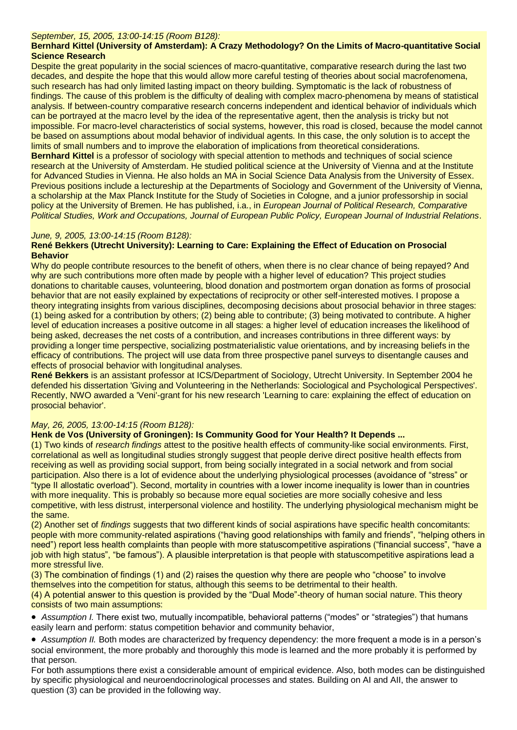*September, 15, 2005, 13:00-14:15 (Room B128):*

**Bernhard Kittel (University of Amsterdam): A Crazy Methodology? On the Limits of Macro-quantitative Social Science Research**

Despite the great popularity in the social sciences of macro-quantitative, comparative research during the last two decades, and despite the hope that this would allow more careful testing of theories about social macrofenomena, such research has had only limited lasting impact on theory building. Symptomatic is the lack of robustness of findings. The cause of this problem is the difficulty of dealing with complex macro-phenomena by means of statistical analysis. If between-country comparative research concerns independent and identical behavior of individuals which can be portrayed at the macro level by the idea of the representative agent, then the analysis is tricky but not impossible. For macro-level characteristics of social systems, however, this road is closed, because the model cannot be based on assumptions about modal behavior of individual agents. In this case, the only solution is to accept the limits of small numbers and to improve the elaboration of implications from theoretical considerations.

**Bernhard Kittel** is a professor of sociology with special attention to methods and techniques of social science research at the University of Amsterdam. He studied political science at the University of Vienna and at the Institute for Advanced Studies in Vienna. He also holds an MA in Social Science Data Analysis from the University of Essex. Previous positions include a lectureship at the Departments of Sociology and Government of the University of Vienna, a scholarship at the Max Planck Institute for the Study of Societies in Cologne, and a junior professorship in social policy at the University of Bremen. He has published, i.a., in *European Journal of Political Research, Comparative Political Studies, Work and Occupations, Journal of European Public Policy, European Journal of Industrial Relations*.

*June, 9, 2005, 13:00-14:15 (Room B128):*

**René Bekkers (Utrecht University): Learning to Care: Explaining the Effect of Education on Prosocial Behavior**

Why do people contribute resources to the benefit of others, when there is no clear chance of being repayed? And why are such contributions more often made by people with a higher level of education? This project studies donations to charitable causes, volunteering, blood donation and postmortem organ donation as forms of prosocial behavior that are not easily explained by expectations of reciprocity or other self-interested motives. I propose a theory integrating insights from various disciplines, decomposing decisions about prosocial behavior in three stages: (1) being asked for a contribution by others; (2) being able to contribute; (3) being motivated to contribute. A higher level of education increases a positive outcome in all stages: a higher level of education increases the likelihood of being asked, decreases the net costs of a contribution, and increases contributions in three different ways: by providing a longer time perspective, socializing postmaterialistic value orientations, and by increasing beliefs in the efficacy of contributions. The project will use data from three prospective panel surveys to disentangle causes and effects of prosocial behavior with longitudinal analyses.

**René Bekkers** is an assistant professor at ICS/Department of Sociology, Utrecht University. In September 2004 he defended his dissertation 'Giving and Volunteering in the Netherlands: Sociological and Psychological Perspectives'. Recently, NWO awarded a 'Veni'-grant for his new research 'Learning to care: explaining the effect of education on prosocial behavior'.

*May, 26, 2005, 13:00-14:15 (Room B128):*

**Henk de Vos (University of Groningen): Is Community Good for Your Health? It Depends ...**

(1) Two kinds of *research findings* attest to the positive health effects of community-like social environments. First, correlational as well as longitudinal studies strongly suggest that people derive direct positive health effects from receiving as well as providing social support, from being socially integrated in a social network and from social participation. Also there is a lot of evidence about the underlying physiological processes (avoidance of "stress" or "type II allostatic overload"). Second, mortality in countries with a lower income inequality is lower than in countries with more inequality. This is probably so because more equal societies are more socially cohesive and less competitive, with less distrust, interpersonal violence and hostility. The underlying physiological mechanism might be the same.

(2) Another set of *findings* suggests that two different kinds of social aspirations have specific health concomitants: people with more community-related aspirations ("having good relationships with family and friends", "helping others in need") report less health complaints than people with more statuscompetitive aspirations ("financial success", "have a job with high status", "be famous"). A plausible interpretation is that people with statuscompetitive aspirations lead a more stressful live.

(3) The combination of findings (1) and (2) raises the question why there are people who "choose" to involve themselves into the competition for status, although this seems to be detrimental to their health.

(4) A potential answer to this question is provided by the "Dual Mode"-theory of human social nature. This theory consists of two main assumptions:

- *Assumption I.* There exist two, mutually incompatible, behavioral patterns ("modes" or "strategies") that humans easily learn and perform: status competition behavior and community behavior,
- *Assumption II.* Both modes are characterized by frequency dependency: the more frequent a mode is in a person's social environment, the more probably and thoroughly this mode is learned and the more probably it is performed by that person.

For both assumptions there exist a considerable amount of empirical evidence. Also, both modes can be distinguished by specific physiological and neuroendocrinological processes and states. Building on AI and AII, the answer to question (3) can be provided in the following way.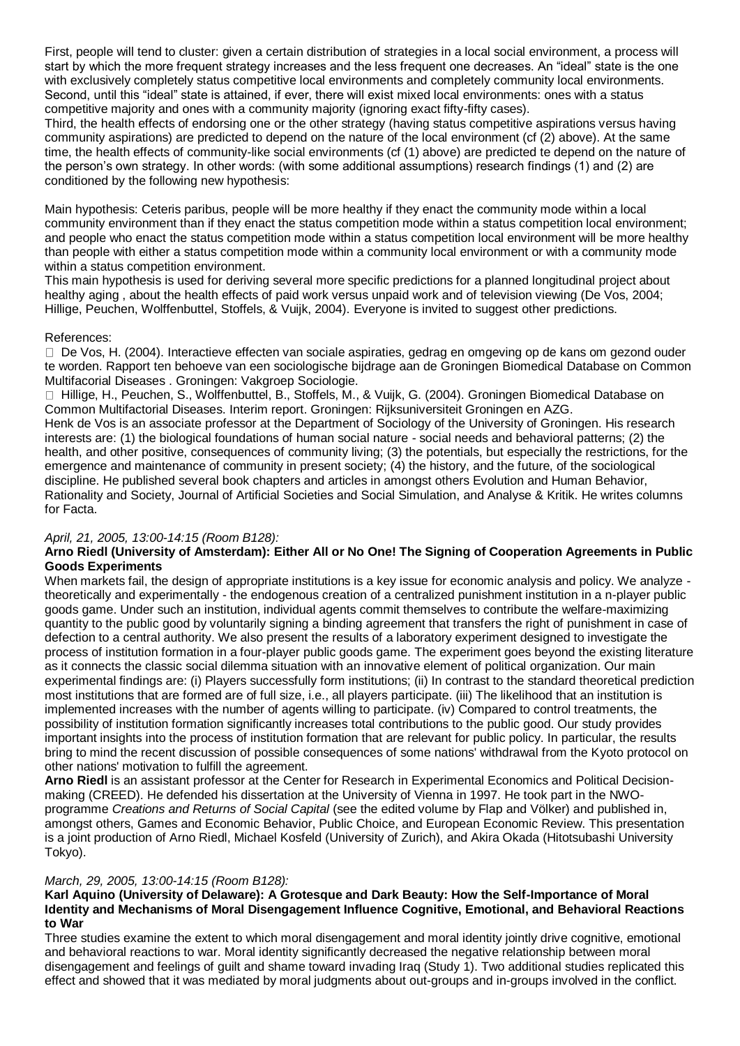First, people will tend to cluster: given a certain distribution of strategies in a local social environment, a process will start by which the more frequent strategy increases and the less frequent one decreases. An "ideal" state is the one with exclusively completely status competitive local environments and completely community local environments. Second, until this "ideal" state is attained, if ever, there will exist mixed local environments: ones with a status competitive majority and ones with a community majority (ignoring exact fifty-fifty cases).
Third, the health effects of endorsing one or the other strategy (having status competitive aspirations versus having community aspirations) are predicted to depend on the nature of the local environment (cf (2) above). At the same time, the health effects of community-like social environments (cf (1) above) are predicted te depend on the nature of the person's own strategy. In other words: (with some additional assumptions) research findings (1) and (2) are conditioned by the following new hypothesis:

Main hypothesis: Ceteris paribus, people will be more healthy if they enact the community mode within a local community environment than if they enact the status competition mode within a status competition local environment; and people who enact the status competition mode within a status competition local environment will be more healthy than people with either a status competition mode within a community local environment or with a community mode within a status competition environment.
This main hypothesis is used for deriving several more specific predictions for a planned longitudinal project about healthy aging , about the health effects of paid work versus unpaid work and of television viewing (De Vos, 2004; Hillige, Peuchen, Wolffenbuttel, Stoffels, & Vuijk, 2004). Everyone is invited to suggest other predictions.

References:

- De Vos, H. (2004). Interactieve effecten van sociale aspiraties, gedrag en omgeving op de kans om gezond ouder te worden. Rapport ten behoeve van een sociologische bijdrage aan de Groningen Biomedical Database on Common Multifacorial Diseases . Groningen: Vakgroep Sociologie.
- Hillige, H., Peuchen, S., Wolffenbuttel, B., Stoffels, M., & Vuijk, G. (2004). Groningen Biomedical Database on Common Multifactorial Diseases. Interim report. Groningen: Rijksuniversiteit Groningen en AZG.

Henk de Vos is an associate professor at the Department of Sociology of the University of Groningen. His research interests are: (1) the biological foundations of human social nature - social needs and behavioral patterns; (2) the health, and other positive, consequences of community living; (3) the potentials, but especially the restrictions, for the emergence and maintenance of community in present society; (4) the history, and the future, of the sociological discipline. He published several book chapters and articles in amongst others Evolution and Human Behavior, Rationality and Society, Journal of Artificial Societies and Social Simulation, and Analyse & Kritik. He writes columns for Facta.

*April, 21, 2005, 13:00-14:15 (Room B128):*

**Arno Riedl (University of Amsterdam): Either All or No One! The Signing of Cooperation Agreements in Public Goods Experiments**

When markets fail, the design of appropriate institutions is a key issue for economic analysis and policy. We analyze - theoretically and experimentally - the endogenous creation of a centralized punishment institution in a n-player public goods game. Under such an institution, individual agents commit themselves to contribute the welfare-maximizing quantity to the public good by voluntarily signing a binding agreement that transfers the right of punishment in case of defection to a central authority. We also present the results of a laboratory experiment designed to investigate the process of institution formation in a four-player public goods game. The experiment goes beyond the existing literature as it connects the classic social dilemma situation with an innovative element of political organization. Our main experimental findings are: (i) Players successfully form institutions; (ii) In contrast to the standard theoretical prediction most institutions that are formed are of full size, i.e., all players participate. (iii) The likelihood that an institution is implemented increases with the number of agents willing to participate. (iv) Compared to control treatments, the possibility of institution formation significantly increases total contributions to the public good. Our study provides important insights into the process of institution formation that are relevant for public policy. In particular, the results bring to mind the recent discussion of possible consequences of some nations' withdrawal from the Kyoto protocol on other nations' motivation to fulfill the agreement.

**Arno Riedl** is an assistant professor at the Center for Research in Experimental Economics and Political Decision-making (CREED). He defended his dissertation at the University of Vienna in 1997. He took part in the NWO-programme *Creations and Returns of Social Capital* (see the edited volume by Flap and Völker) and published in, amongst others, Games and Economic Behavior, Public Choice, and European Economic Review. This presentation is a joint production of Arno Riedl, Michael Kosfeld (University of Zurich), and Akira Okada (Hitotsubashi University Tokyo).

*March, 29, 2005, 13:00-14:15 (Room B128):*

**Karl Aquino (University of Delaware): A Grotesque and Dark Beauty: How the Self-Importance of Moral Identity and Mechanisms of Moral Disengagement Influence Cognitive, Emotional, and Behavioral Reactions to War**

Three studies examine the extent to which moral disengagement and moral identity jointly drive cognitive, emotional and behavioral reactions to war. Moral identity significantly decreased the negative relationship between moral disengagement and feelings of guilt and shame toward invading Iraq (Study 1). Two additional studies replicated this effect and showed that it was mediated by moral judgments about out-groups and in-groups involved in the conflict.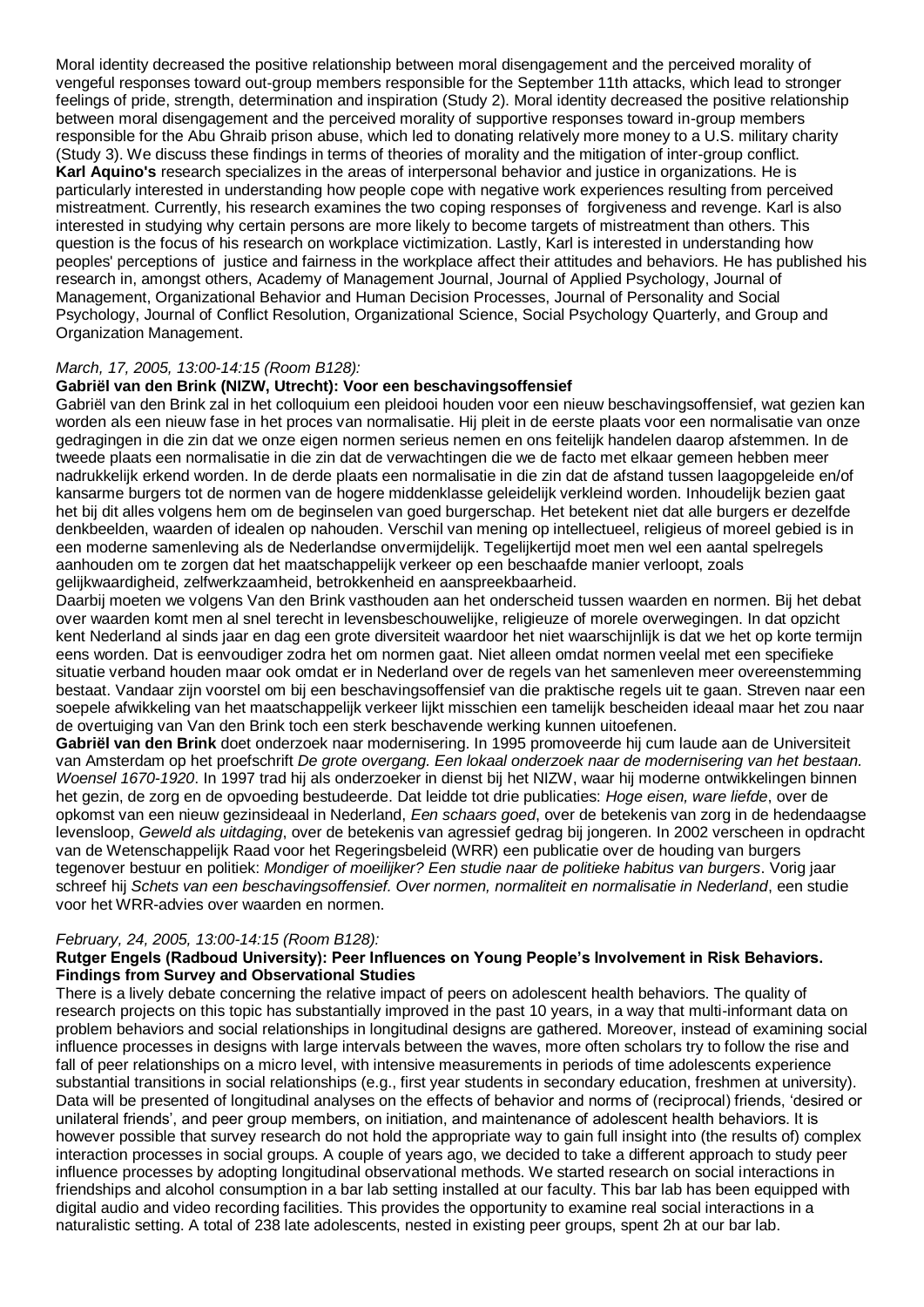Moral identity decreased the positive relationship between moral disengagement and the perceived morality of vengeful responses toward out-group members responsible for the September 11th attacks, which lead to stronger feelings of pride, strength, determination and inspiration (Study 2). Moral identity decreased the positive relationship between moral disengagement and the perceived morality of supportive responses toward in-group members responsible for the Abu Ghraib prison abuse, which led to donating relatively more money to a U.S. military charity (Study 3). We discuss these findings in terms of theories of morality and the mitigation of inter-group conflict.

**Karl Aquino's** research specializes in the areas of interpersonal behavior and justice in organizations. He is particularly interested in understanding how people cope with negative work experiences resulting from perceived mistreatment. Currently, his research examines the two coping responses of forgiveness and revenge. Karl is also interested in studying why certain persons are more likely to become targets of mistreatment than others. This question is the focus of his research on workplace victimization. Lastly, Karl is interested in understanding how peoples' perceptions of justice and fairness in the workplace affect their attitudes and behaviors. He has published his research in, amongst others, Academy of Management Journal, Journal of Applied Psychology, Journal of Management, Organizational Behavior and Human Decision Processes, Journal of Personality and Social Psychology, Journal of Conflict Resolution, Organizational Science, Social Psychology Quarterly, and Group and Organization Management.

*March, 17, 2005, 13:00-14:15 (Room B128):*

**Gabriël van den Brink (NIZW, Utrecht): Voor een beschavingsoffensief**

Gabriël van den Brink zal in het colloquium een pleidooi houden voor een nieuw beschavingsoffensief, wat gezien kan worden als een nieuw fase in het proces van normalisatie. Hij pleit in de eerste plaats voor een normalisatie van onze gedragingen in die zin dat we onze eigen normen serieus nemen en ons feitelijk handelen daarop afstemmen. In de tweede plaats een normalisatie in die zin dat de verwachtingen die we de facto met elkaar gemeen hebben meer nadrukkelijk erkend worden. In de derde plaats een normalisatie in die zin dat de afstand tussen laagopgeleide en/of kansarme burgers tot de normen van de hogere middenklasse geleidelijk verkleind worden. Inhoudelijk bezien gaat het bij dit alles volgens hem om de beginselen van goed burgerschap. Het betekent niet dat alle burgers er dezelfde denkbeelden, waarden of idealen op nahouden. Verschil van mening op intellectueel, religieus of moreel gebied is in een moderne samenleving als de Nederlandse onvermijdelijk. Tegelijkertijd moet men wel een aantal spelregels aanhouden om te zorgen dat het maatschappelijk verkeer op een beschaafde manier verloopt, zoals gelijkwaardigheid, zelfwerkzaamheid, betrokkenheid en aanspreekbaarheid.

Daarbij moeten we volgens Van den Brink vasthouden aan het onderscheid tussen waarden en normen. Bij het debat over waarden komt men al snel terecht in levensbeschouwelijke, religieuze of morele overwegingen. In dat opzicht kent Nederland al sinds jaar en dag een grote diversiteit waardoor het niet waarschijnlijk is dat we het op korte termijn eens worden. Dat is eenvoudiger zodra het om normen gaat. Niet alleen omdat normen veelal met een specifieke situatie verband houden maar ook omdat er in Nederland over de regels van het samenleven meer overeenstemming bestaat. Vandaar zijn voorstel om bij een beschavingsoffensief van die praktische regels uit te gaan. Streven naar een soepele afwikkeling van het maatschappelijk verkeer lijkt misschien een tamelijk bescheiden ideaal maar het zou naar de overtuiging van Van den Brink toch een sterk beschavende werking kunnen uitoefenen.

**Gabriël van den Brink** doet onderzoek naar modernisering. In 1995 promoveerde hij cum laude aan de Universiteit van Amsterdam op het proefschrift *De grote overgang. Een lokaal onderzoek naar de modernisering van het bestaan. Woensel 1670-1920*. In 1997 trad hij als onderzoeker in dienst bij het NIZW, waar hij moderne ontwikkelingen binnen het gezin, de zorg en de opvoeding bestudeerde. Dat leidde tot drie publicaties: *Hoge eisen, ware liefde*, over de opkomst van een nieuw gezinsideaal in Nederland, *Een schaars goed*, over de betekenis van zorg in de hedendaagse levensloop, *Geweld als uitdaging*, over de betekenis van agressief gedrag bij jongeren. In 2002 verscheen in opdracht van de Wetenschappelijk Raad voor het Regeringsbeleid (WRR) een publicatie over de houding van burgers tegenover bestuur en politiek: *Mondiger of moeilijker? Een studie naar de politieke habitus van burgers*. Vorig jaar schreef hij *Schets van een beschavingsoffensief. Over normen, normaliteit en normalisatie in Nederland*, een studie voor het WRR-advies over waarden en normen.

*February, 24, 2005, 13:00-14:15 (Room B128):*

**Rutger Engels (Radboud University): Peer Influences on Young People's Involvement in Risk Behaviors. Findings from Survey and Observational Studies**

There is a lively debate concerning the relative impact of peers on adolescent health behaviors. The quality of research projects on this topic has substantially improved in the past 10 years, in a way that multi-informant data on problem behaviors and social relationships in longitudinal designs are gathered. Moreover, instead of examining social influence processes in designs with large intervals between the waves, more often scholars try to follow the rise and fall of peer relationships on a micro level, with intensive measurements in periods of time adolescents experience substantial transitions in social relationships (e.g., first year students in secondary education, freshmen at university). Data will be presented of longitudinal analyses on the effects of behavior and norms of (reciprocal) friends, 'desired or unilateral friends', and peer group members, on initiation, and maintenance of adolescent health behaviors. It is however possible that survey research do not hold the appropriate way to gain full insight into (the results of) complex interaction processes in social groups. A couple of years ago, we decided to take a different approach to study peer influence processes by adopting longitudinal observational methods. We started research on social interactions in friendships and alcohol consumption in a bar lab setting installed at our faculty. This bar lab has been equipped with digital audio and video recording facilities. This provides the opportunity to examine real social interactions in a naturalistic setting. A total of 238 late adolescents, nested in existing peer groups, spent 2h at our bar lab.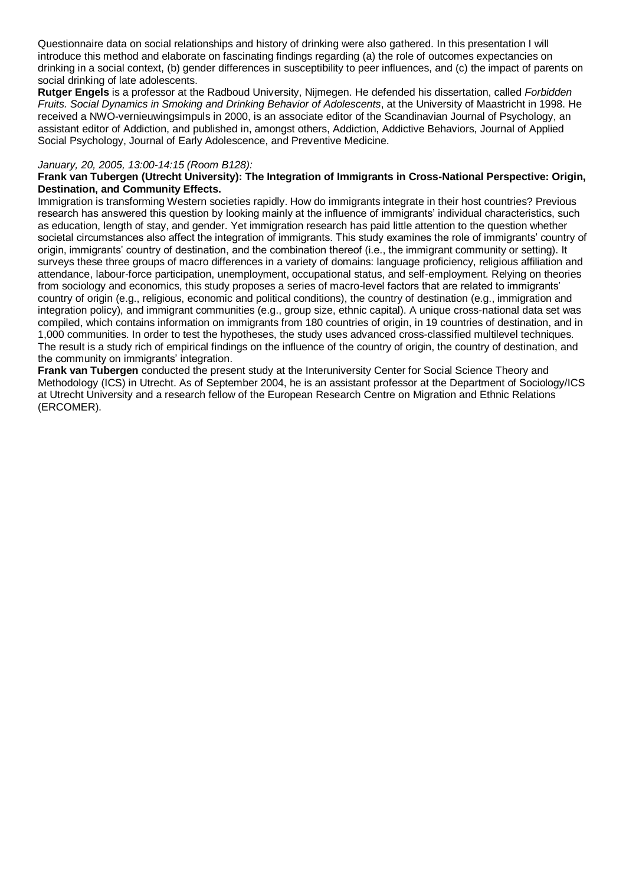Questionnaire data on social relationships and history of drinking were also gathered. In this presentation I will introduce this method and elaborate on fascinating findings regarding (a) the role of outcomes expectancies on drinking in a social context, (b) gender differences in susceptibility to peer influences, and (c) the impact of parents on social drinking of late adolescents.

**Rutger Engels** is a professor at the Radboud University, Nijmegen. He defended his dissertation, called *Forbidden Fruits. Social Dynamics in Smoking and Drinking Behavior of Adolescents*, at the University of Maastricht in 1998. He received a NWO-vernieuwingsimpuls in 2000, is an associate editor of the Scandinavian Journal of Psychology, an assistant editor of Addiction, and published in, amongst others, Addiction, Addictive Behaviors, Journal of Applied Social Psychology, Journal of Early Adolescence, and Preventive Medicine.

*January, 20, 2005, 13:00-14:15 (Room B128):*

**Frank van Tubergen (Utrecht University): The Integration of Immigrants in Cross-National Perspective: Origin, Destination, and Community Effects.**

Immigration is transforming Western societies rapidly. How do immigrants integrate in their host countries? Previous research has answered this question by looking mainly at the influence of immigrants' individual characteristics, such as education, length of stay, and gender. Yet immigration research has paid little attention to the question whether societal circumstances also affect the integration of immigrants. This study examines the role of immigrants' country of origin, immigrants' country of destination, and the combination thereof (i.e., the immigrant community or setting). It surveys these three groups of macro differences in a variety of domains: language proficiency, religious affiliation and attendance, labour-force participation, unemployment, occupational status, and self-employment. Relying on theories from sociology and economics, this study proposes a series of macro-level factors that are related to immigrants' country of origin (e.g., religious, economic and political conditions), the country of destination (e.g., immigration and integration policy), and immigrant communities (e.g., group size, ethnic capital). A unique cross-national data set was compiled, which contains information on immigrants from 180 countries of origin, in 19 countries of destination, and in 1,000 communities. In order to test the hypotheses, the study uses advanced cross-classified multilevel techniques. The result is a study rich of empirical findings on the influence of the country of origin, the country of destination, and the community on immigrants' integration.

**Frank van Tubergen** conducted the present study at the Interuniversity Center for Social Science Theory and Methodology (ICS) in Utrecht. As of September 2004, he is an assistant professor at the Department of Sociology/ICS at Utrecht University and a research fellow of the European Research Centre on Migration and Ethnic Relations (ERCOMER).